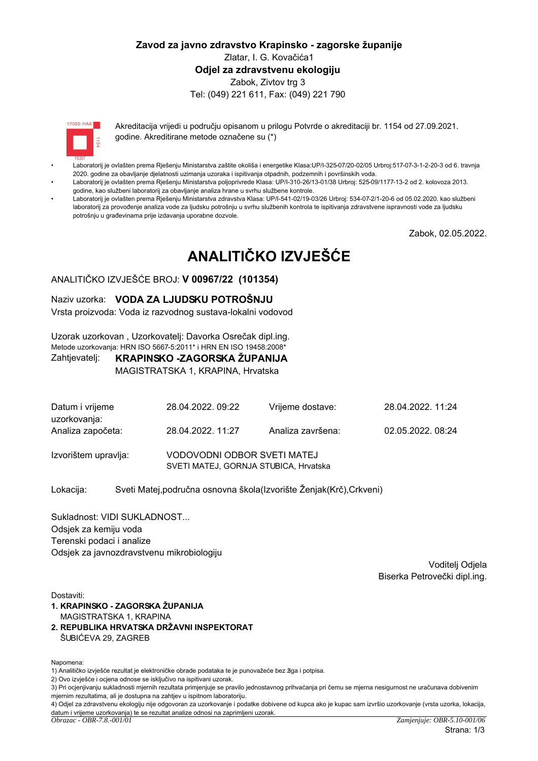**Zavod za javno zdravstvo Krapinsko - zagorske županije**
Zlatar, I. G. Kovačića1
**Odjel za zdravstvenu ekologiju**
Zabok, Zivtov trg 3
Tel: (049) 221 611, Fax: (049) 221 790

Akreditacija vrijedi u području opisanom u prilogu Potvrde o akreditaciji br. 1154 od 27.09.2021. godine. Akreditirane metode označene su (*)

- Laboratorij je ovlašten prema Rješenju Ministarstva zaštite okoliša i energetike Klasa:UP/I-325-07/20-02/05 Urbroj:517-07-3-1-2-20-3 od 6. travnja 2020. godine za obavljanje djelatnosti uzimanja uzoraka i ispitivanja otpadnih, podzemnih i površinskih voda.
- Laboratorij je ovlašten prema Rješenju Ministarstva poljoprivrede Klasa: UP/I-310-26/13-01/38 Urbroj: 525-09/1177-13-2 od 2. kolovoza 2013. godine, kao službeni laboratorij za obavljanje analiza hrane u svrhu službene kontrole.
- Laboratorij je ovlašten prema Rješenju Ministarstva zdravstva Klasa: UP/I-541-02/19-03/26 Urbroj: 534-07-2/1-20-6 od 05.02.2020. kao službeni laboratorij za provođenje analiza vode za ljudsku potrošnju u svrhu službenih kontrola te ispitivanja zdravstvene ispravnosti vode za ljudsku potrošnju u građevinama prije izdavanja uporabne dozvole.

Zabok, 02.05.2022.

# ANALITIČKO IZVJEŠĆE

ANALITIČKO IZVJEŠĆE BROJ: **V 00967/22 (101354)**

Naziv uzorka: **VODA ZA LJUDSKU POTROŠNJU**
Vrsta proizvoda: Voda iz razvodnog sustava-lokalni vodovod

Uzorak uzorkovan , Uzorkovatelj: Davorka Osrečak dipl.ing.
Metode uzorkovanja: HRN ISO 5667-5:2011* i HRN EN ISO 19458:2008*
Zahtjevatelj: **KRAPINSKO -ZAGORSKA ŽUPANIJA**
MAGISTRATSKA 1, KRAPINA, Hrvatska

| | | | |
|---|---|---|---|
| Datum i vrijeme uzorkovanja: | 28.04.2022. 09:22 | Vrijeme dostave: | 28.04.2022. 11:24 |
| Analiza započeta: | 28.04.2022. 11:27 | Analiza završena: | 02.05.2022. 08:24 |

Izvorištem upravlja: VODOVODNI ODBOR SVETI MATEJ
SVETI MATEJ, GORNJA STUBICA, Hrvatska

Lokacija: Sveti Matej,područna osnovna škola(Izvorište Ženjak(Krč),Crkveni)

Sukladnost: VIDI SUKLADNOST...
Odsjek za kemiju voda
Terenski podaci i analize
Odsjek za javnozdravstvenu mikrobiologiju

Voditelj Odjela
Biserka Petrovečki dipl.ing.

Dostaviti:
1. **KRAPINSKO - ZAGORSKA ŽUPANIJA**
   MAGISTRATSKA 1, KRAPINA
2. **REPUBLIKA HRVATSKA DRŽAVNI INSPEKTORAT**
   ŠUBIĆEVA 29, ZAGREB

Napomena:
1) Analitičko izvješće rezultat je elektroničke obrade podataka te je punovažeće bez žiga i potpisa.
2) Ovo izvješće i ocjena odnose se isključivo na ispitivani uzorak.
3) Pri ocjenjivanju sukladnosti mjernih rezultata primjenjuje se pravilo jednostavnog prihvaćanja pri čemu se mjerna nesigurnost ne uračunava dobivenim mjernim rezultatima, ali je dostupna na zahtjev u ispitnom laboratoriju.
4) Odjel za zdravstvenu ekologiju nije odgovoran za uzorkovanje i podatke dobivene od kupca ako je kupac sam izvršio uzorkovanje (vrsta uzorka, lokacija, datum i vrijeme uzorkovanja) te se rezultat analize odnosi na zaprimljeni uzorak.

*Obrazac - OBR-7.8.-001/01* — *Zamjenjuje: OBR-5.10-001/06*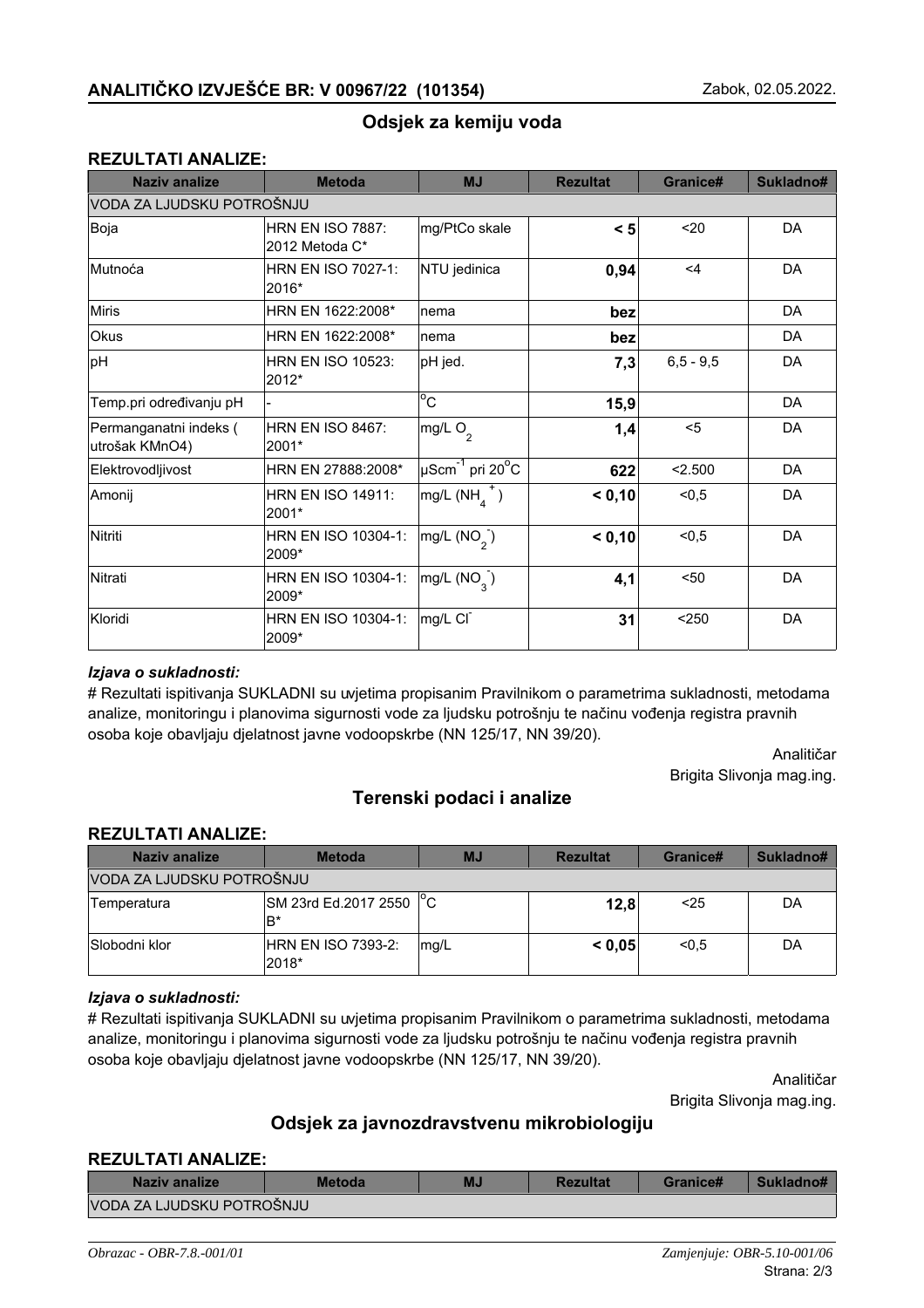## ANALITIČKO IZVJEŠĆE BR: V 00967/22 (101354)

Zabok, 02.05.2022.

### Odsjek za kemiju voda

**REZULTATI ANALIZE:**

| Naziv analize | Metoda | MJ | Rezultat | Granice# | Sukladno# |
|---|---|---|---|---|---|
| VODA ZA LJUDSKU POTROŠNJU | | | | | |
| Boja | HRN EN ISO 7887: 2012 Metoda C* | mg/PtCo skale | **< 5** | <20 | DA |
| Mutnoća | HRN EN ISO 7027-1: 2016* | NTU jedinica | **0,94** | <4 | DA |
| Miris | HRN EN 1622:2008* | nema | **bez** | | DA |
| Okus | HRN EN 1622:2008* | nema | **bez** | | DA |
| pH | HRN EN ISO 10523: 2012* | pH jed. | **7,3** | 6,5 - 9,5 | DA |
| Temp.pri određivanju pH | - | °C | **15,9** | | DA |
| Permanganatni indeks ( utrošak KMnO4) | HRN EN ISO 8467: 2001* | mg/L $O_2$ | **1,4** | <5 | DA |
| Elektrovodljivost | HRN EN 27888:2008* | $\mu Scm^{-1}$ pri 20°C | **622** | <2.500 | DA |
| Amonij | HRN EN ISO 14911: 2001* | mg/L ($NH_4^+$) | **< 0,10** | <0,5 | DA |
| Nitriti | HRN EN ISO 10304-1: 2009* | mg/L ($NO_2^-$) | **< 0,10** | <0,5 | DA |
| Nitrati | HRN EN ISO 10304-1: 2009* | mg/L ($NO_3^-$) | **4,1** | <50 | DA |
| Kloridi | HRN EN ISO 10304-1: 2009* | mg/L $Cl^-$ | **31** | <250 | DA |

***Izjava o sukladnosti:***

# Rezultati ispitivanja SUKLADNI su uvjetima propisanim Pravilnikom o parametrima sukladnosti, metodama analize, monitoringu i planovima sigurnosti vode za ljudsku potrošnju te načinu vođenja registra pravnih osoba koje obavljaju djelatnost javne vodoopskrbe (NN 125/17, NN 39/20).

Analitičar
Brigita Slivonja mag.ing.

### Terenski podaci i analize

**REZULTATI ANALIZE:**

| Naziv analize | Metoda | MJ | Rezultat | Granice# | Sukladno# |
|---|---|---|---|---|---|
| VODA ZA LJUDSKU POTROŠNJU | | | | | |
| Temperatura | SM 23rd Ed.2017 2550 B* | °C | **12,8** | <25 | DA |
| Slobodni klor | HRN EN ISO 7393-2: 2018* | mg/L | **< 0,05** | <0,5 | DA |

***Izjava o sukladnosti:***

# Rezultati ispitivanja SUKLADNI su uvjetima propisanim Pravilnikom o parametrima sukladnosti, metodama analize, monitoringu i planovima sigurnosti vode za ljudsku potrošnju te načinu vođenja registra pravnih osoba koje obavljaju djelatnost javne vodoopskrbe (NN 125/17, NN 39/20).

Analitičar
Brigita Slivonja mag.ing.

### Odsjek za javnozdravstvenu mikrobiologiju

**REZULTATI ANALIZE:**

| Naziv analize | Metoda | MJ | Rezultat | Granice# | Sukladno# |
|---|---|---|---|---|---|
| VODA ZA LJUDSKU POTROŠNJU | | | | | |

*Obrazac - OBR-7.8.-001/01*

*Zamjenjuje: OBR-5.10-001/06*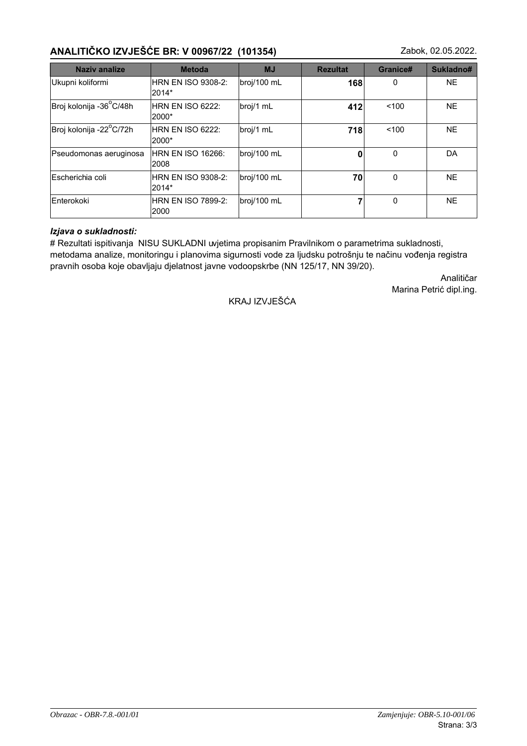## ANALITIČKO IZVJEŠĆE BR: V 00967/22 (101354)

Zabok, 02.05.2022.

| Naziv analize | Metoda | MJ | Rezultat | Granice# | Sukladno# |
|---|---|---|---|---|---|
| Ukupni koliformi | HRN EN ISO 9308-2: 2014* | broj/100 mL | **168** | 0 | NE |
| Broj kolonija -36°C/48h | HRN EN ISO 6222: 2000* | broj/1 mL | **412** | <100 | NE |
| Broj kolonija -22°C/72h | HRN EN ISO 6222: 2000* | broj/1 mL | **718** | <100 | NE |
| Pseudomonas aeruginosa | HRN EN ISO 16266: 2008 | broj/100 mL | **0** | 0 | DA |
| Escherichia coli | HRN EN ISO 9308-2: 2014* | broj/100 mL | **70** | 0 | NE |
| Enterokoki | HRN EN ISO 7899-2: 2000 | broj/100 mL | **7** | 0 | NE |

***Izjava o sukladnosti:***

# Rezultati ispitivanja NISU SUKLADNI uvjetima propisanim Pravilnikom o parametrima sukladnosti, metodama analize, monitoringu i planovima sigurnosti vode za ljudsku potrošnju te načinu vođenja registra pravnih osoba koje obavljaju djelatnost javne vodoopskrbe (NN 125/17, NN 39/20).

Analitičar
Marina Petrić dipl.ing.

KRAJ IZVJEŠĆA

*Obrazac - OBR-7.8.-001/01*

*Zamjenjuje: OBR-5.10-001/06*